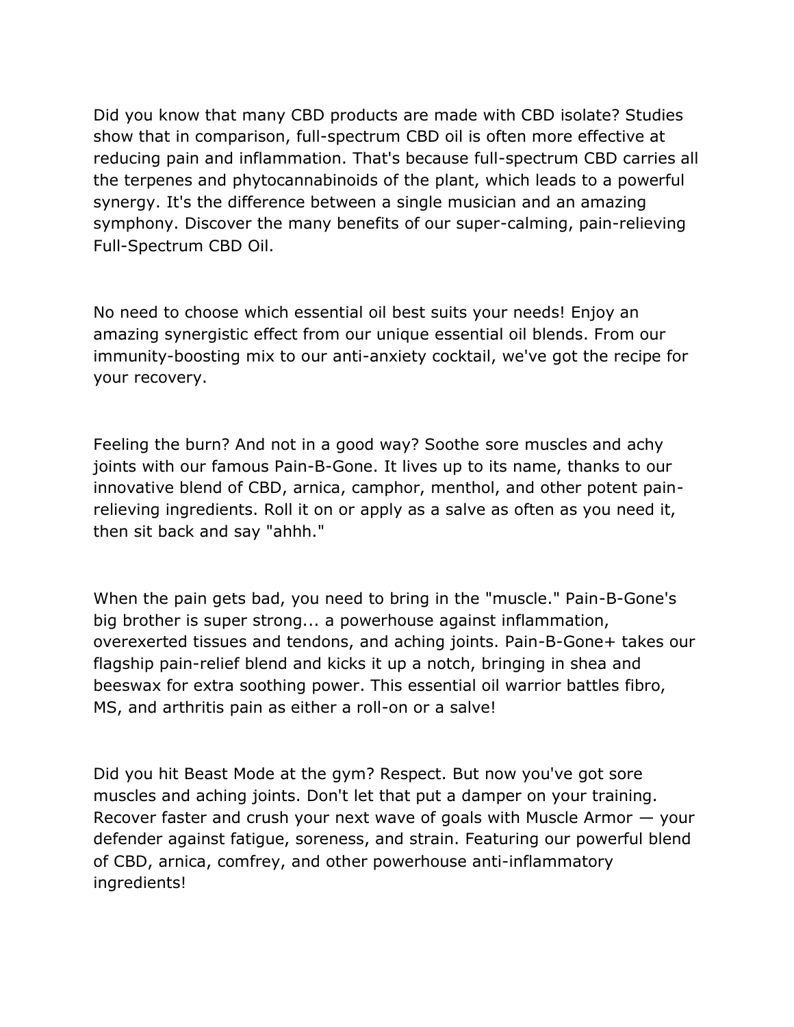Did you know that many CBD products are made with CBD isolate? Studies show that in comparison, full-spectrum CBD oil is often more effective at reducing pain and inflammation. That's because full-spectrum CBD carries all the terpenes and phytocannabinoids of the plant, which leads to a powerful synergy. It's the difference between a single musician and an amazing symphony. Discover the many benefits of our super-calming, pain-relieving Full-Spectrum CBD Oil.

No need to choose which essential oil best suits your needs! Enjoy an amazing synergistic effect from our unique essential oil blends. From our immunity-boosting mix to our anti-anxiety cocktail, we've got the recipe for your recovery.

Feeling the burn? And not in a good way? Soothe sore muscles and achy joints with our famous Pain-B-Gone. It lives up to its name, thanks to our innovative blend of CBD, arnica, camphor, menthol, and other potent pain-relieving ingredients. Roll it on or apply as a salve as often as you need it, then sit back and say "ahhh."

When the pain gets bad, you need to bring in the "muscle." Pain-B-Gone's big brother is super strong... a powerhouse against inflammation, overexerted tissues and tendons, and aching joints. Pain-B-Gone+ takes our flagship pain-relief blend and kicks it up a notch, bringing in shea and beeswax for extra soothing power. This essential oil warrior battles fibro, MS, and arthritis pain as either a roll-on or a salve!

Did you hit Beast Mode at the gym? Respect. But now you've got sore muscles and aching joints. Don't let that put a damper on your training. Recover faster and crush your next wave of goals with Muscle Armor — your defender against fatigue, soreness, and strain. Featuring our powerful blend of CBD, arnica, comfrey, and other powerhouse anti-inflammatory ingredients!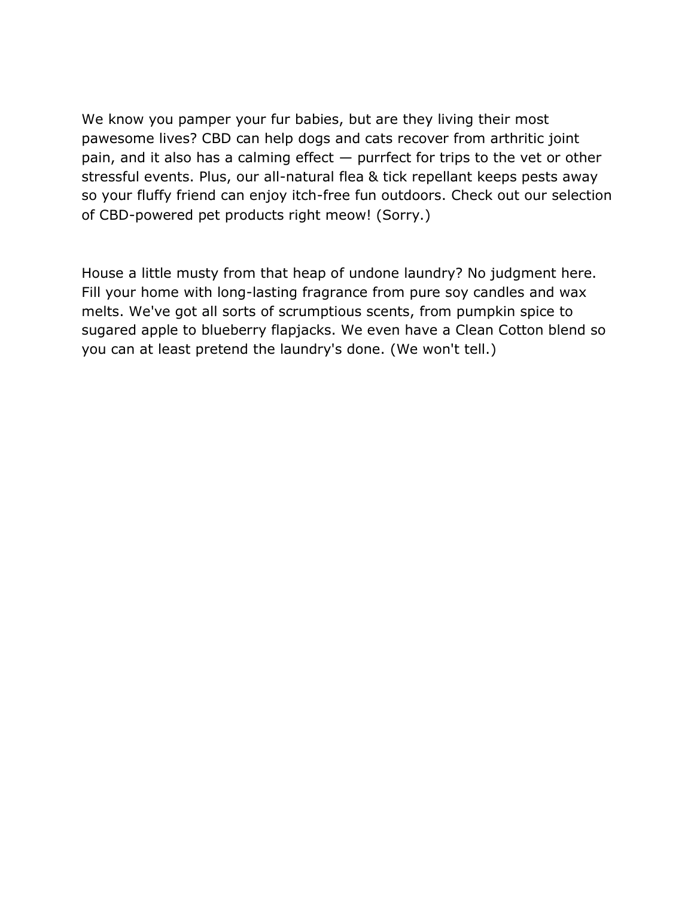We know you pamper your fur babies, but are they living their most pawesome lives? CBD can help dogs and cats recover from arthritic joint pain, and it also has a calming effect — purrfect for trips to the vet or other stressful events. Plus, our all-natural flea & tick repellant keeps pests away so your fluffy friend can enjoy itch-free fun outdoors. Check out our selection of CBD-powered pet products right meow! (Sorry.)

House a little musty from that heap of undone laundry? No judgment here. Fill your home with long-lasting fragrance from pure soy candles and wax melts. We've got all sorts of scrumptious scents, from pumpkin spice to sugared apple to blueberry flapjacks. We even have a Clean Cotton blend so you can at least pretend the laundry's done. (We won't tell.)